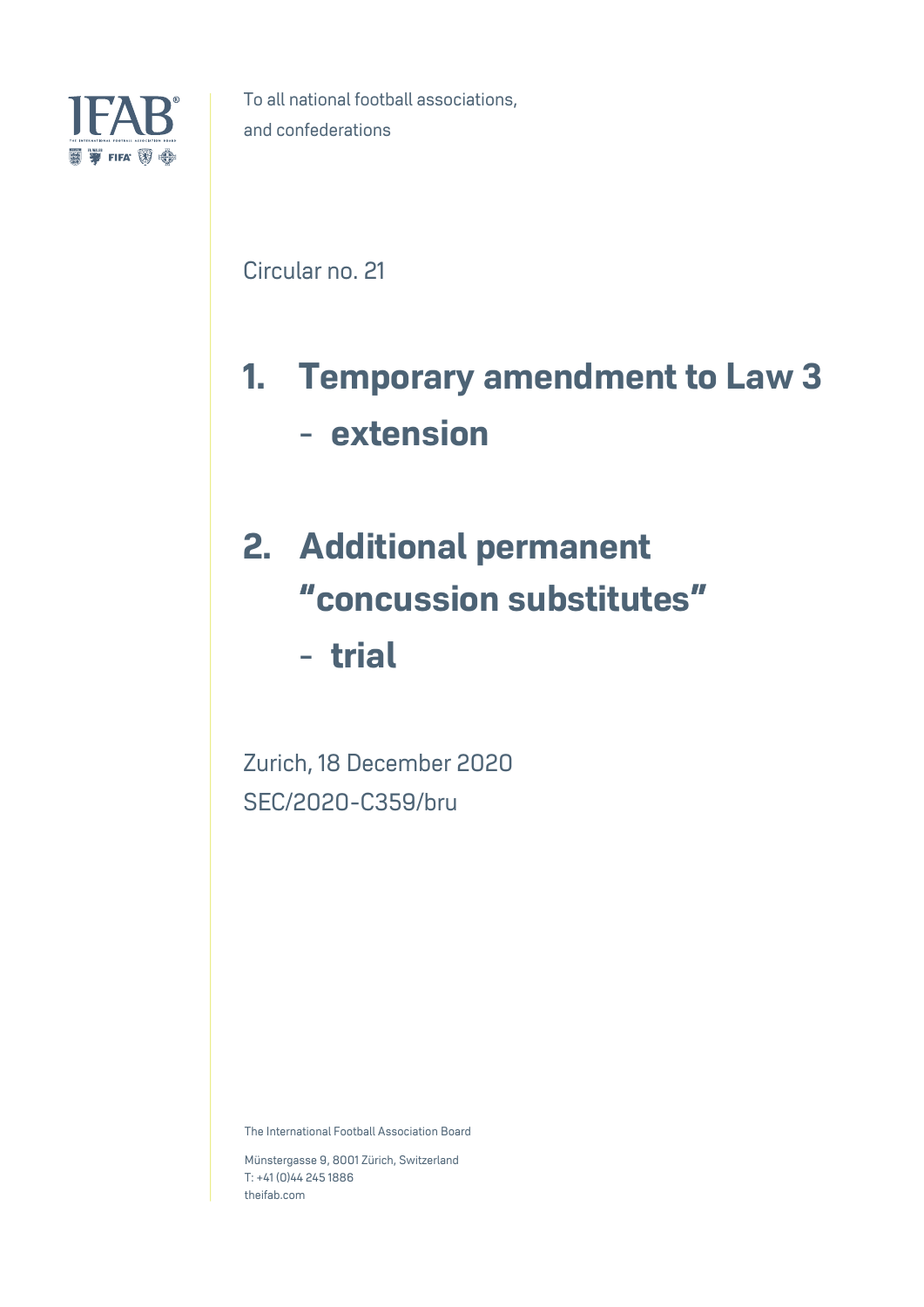To all national football associations,
and confederations

Circular no. 21

# 1. Temporary amendment to Law 3 – extension

# 2. Additional permanent "concussion substitutes" – trial

Zurich, 18 December 2020
SEC/2020-C359/bru

The International Football Association Board

Münstergasse 9, 8001 Zürich, Switzerland
T: +41 (0)44 245 1886
theifab.com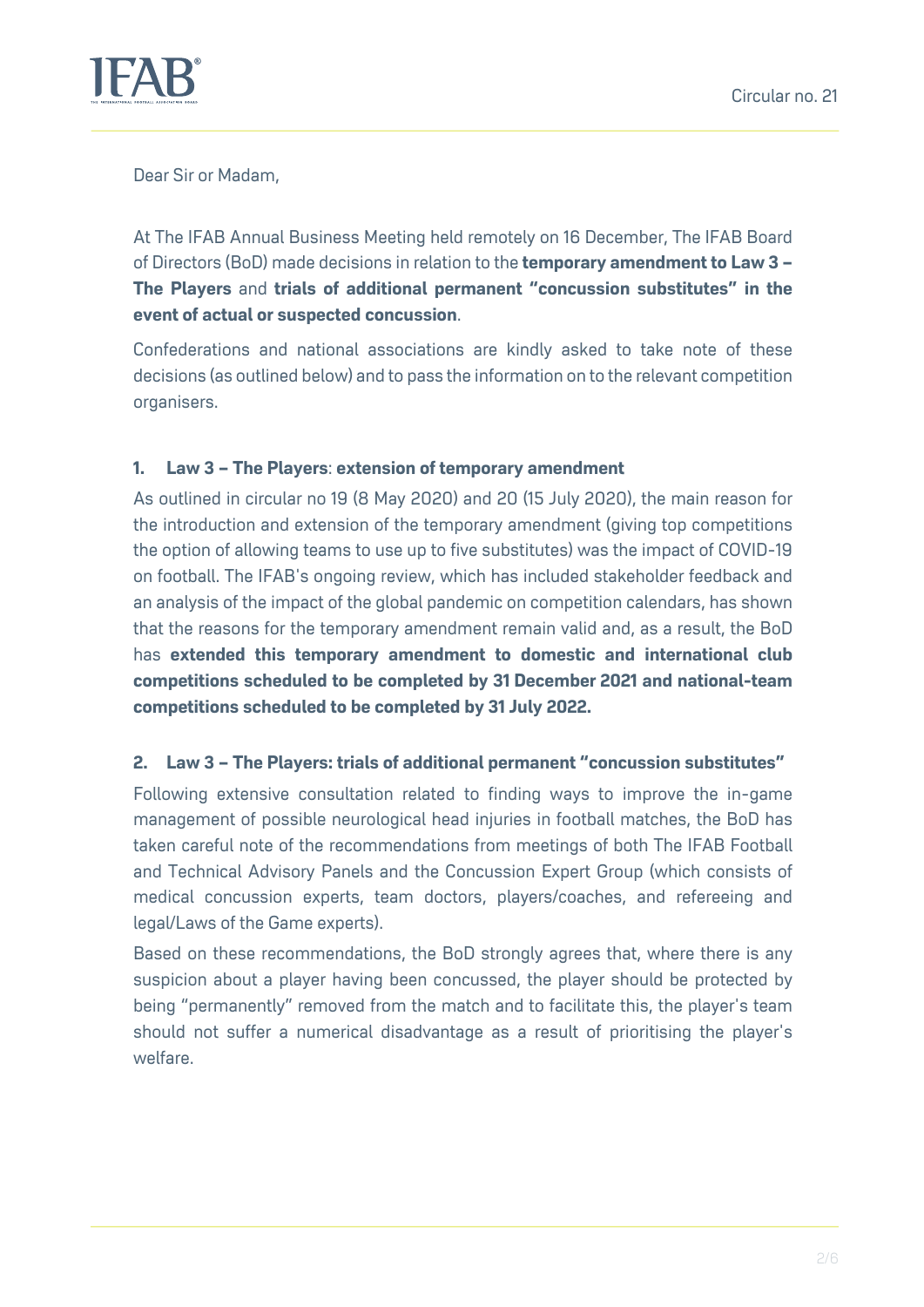Dear Sir or Madam,

At The IFAB Annual Business Meeting held remotely on 16 December, The IFAB Board of Directors (BoD) made decisions in relation to the **temporary amendment to Law 3 – The Players** and **trials of additional permanent "concussion substitutes" in the event of actual or suspected concussion**.

Confederations and national associations are kindly asked to take note of these decisions (as outlined below) and to pass the information on to the relevant competition organisers.

### 1. Law 3 – The Players: extension of temporary amendment

As outlined in circular no 19 (8 May 2020) and 20 (15 July 2020), the main reason for the introduction and extension of the temporary amendment (giving top competitions the option of allowing teams to use up to five substitutes) was the impact of COVID-19 on football. The IFAB's ongoing review, which has included stakeholder feedback and an analysis of the impact of the global pandemic on competition calendars, has shown that the reasons for the temporary amendment remain valid and, as a result, the BoD has **extended this temporary amendment to domestic and international club competitions scheduled to be completed by 31 December 2021 and national-team competitions scheduled to be completed by 31 July 2022.**

### 2. Law 3 – The Players: trials of additional permanent "concussion substitutes"

Following extensive consultation related to finding ways to improve the in-game management of possible neurological head injuries in football matches, the BoD has taken careful note of the recommendations from meetings of both The IFAB Football and Technical Advisory Panels and the Concussion Expert Group (which consists of medical concussion experts, team doctors, players/coaches, and refereeing and legal/Laws of the Game experts).

Based on these recommendations, the BoD strongly agrees that, where there is any suspicion about a player having been concussed, the player should be protected by being "permanently" removed from the match and to facilitate this, the player's team should not suffer a numerical disadvantage as a result of prioritising the player's welfare.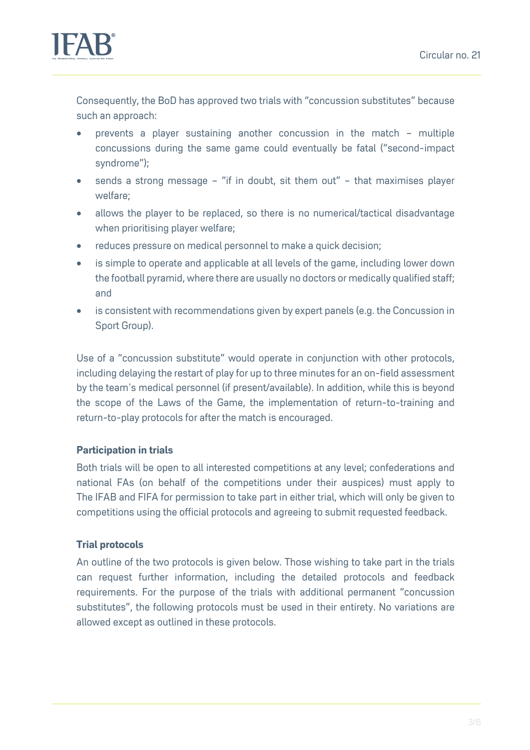Consequently, the BoD has approved two trials with "concussion substitutes" because such an approach:

- prevents a player sustaining another concussion in the match – multiple concussions during the same game could eventually be fatal ("second-impact syndrome");
- sends a strong message – "if in doubt, sit them out" – that maximises player welfare;
- allows the player to be replaced, so there is no numerical/tactical disadvantage when prioritising player welfare;
- reduces pressure on medical personnel to make a quick decision;
- is simple to operate and applicable at all levels of the game, including lower down the football pyramid, where there are usually no doctors or medically qualified staff; and
- is consistent with recommendations given by expert panels (e.g. the Concussion in Sport Group).

Use of a "concussion substitute" would operate in conjunction with other protocols, including delaying the restart of play for up to three minutes for an on-field assessment by the team's medical personnel (if present/available). In addition, while this is beyond the scope of the Laws of the Game, the implementation of return-to-training and return-to-play protocols for after the match is encouraged.

**Participation in trials**

Both trials will be open to all interested competitions at any level; confederations and national FAs (on behalf of the competitions under their auspices) must apply to The IFAB and FIFA for permission to take part in either trial, which will only be given to competitions using the official protocols and agreeing to submit requested feedback.

**Trial protocols**

An outline of the two protocols is given below. Those wishing to take part in the trials can request further information, including the detailed protocols and feedback requirements. For the purpose of the trials with additional permanent "concussion substitutes", the following protocols must be used in their entirety. No variations are allowed except as outlined in these protocols.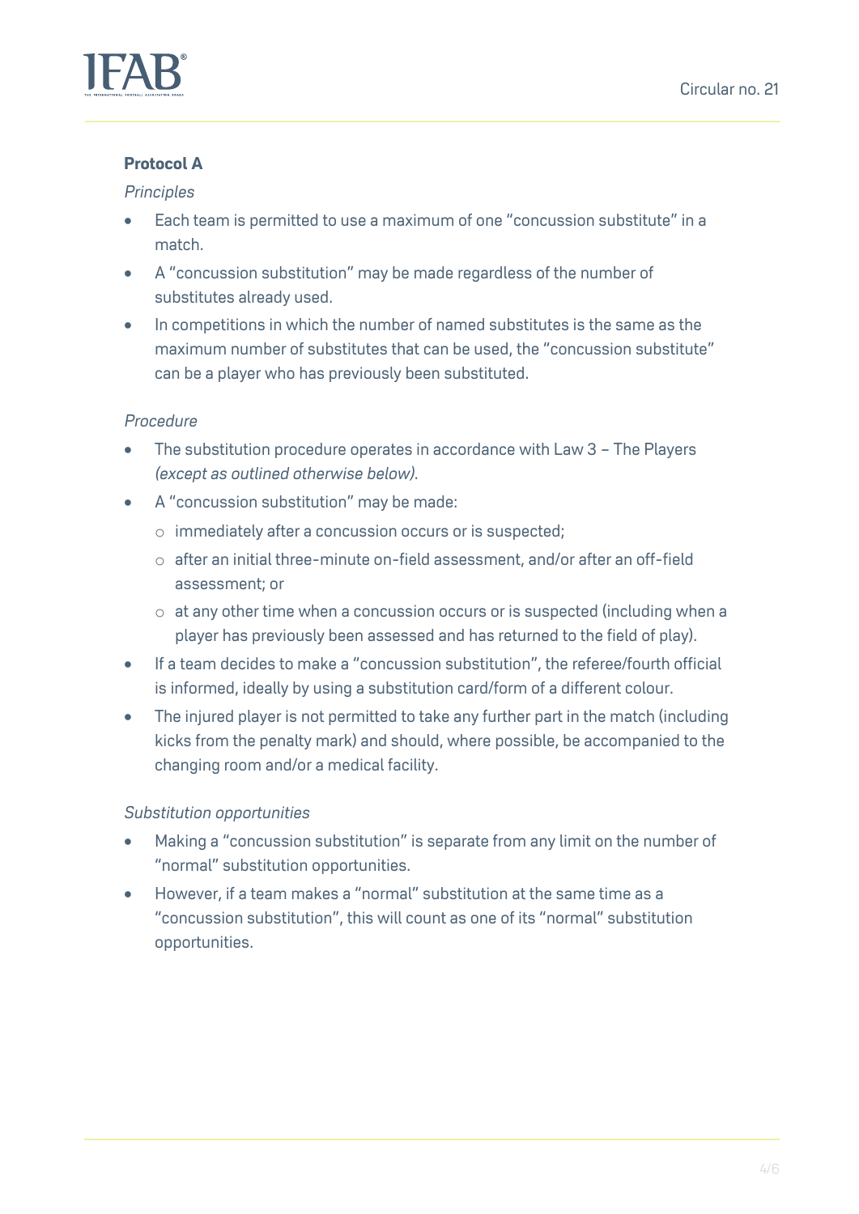**Protocol A**

*Principles*

- Each team is permitted to use a maximum of one "concussion substitute" in a match.
- A "concussion substitution" may be made regardless of the number of substitutes already used.
- In competitions in which the number of named substitutes is the same as the maximum number of substitutes that can be used, the "concussion substitute" can be a player who has previously been substituted.

*Procedure*

- The substitution procedure operates in accordance with Law 3 – The Players *(except as outlined otherwise below)*.
- A "concussion substitution" may be made:
  - immediately after a concussion occurs or is suspected;
  - after an initial three-minute on-field assessment, and/or after an off-field assessment; or
  - at any other time when a concussion occurs or is suspected (including when a player has previously been assessed and has returned to the field of play).
- If a team decides to make a "concussion substitution", the referee/fourth official is informed, ideally by using a substitution card/form of a different colour.
- The injured player is not permitted to take any further part in the match (including kicks from the penalty mark) and should, where possible, be accompanied to the changing room and/or a medical facility.

*Substitution opportunities*

- Making a "concussion substitution" is separate from any limit on the number of "normal" substitution opportunities.
- However, if a team makes a "normal" substitution at the same time as a "concussion substitution", this will count as one of its "normal" substitution opportunities.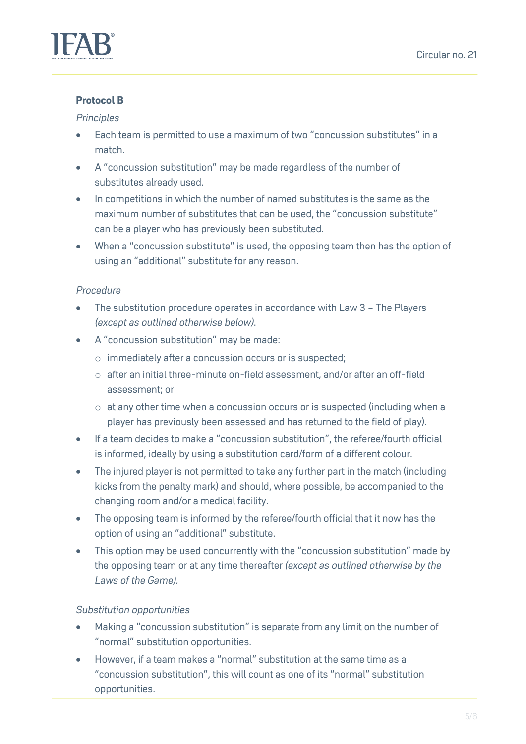**Protocol B**

*Principles*

- Each team is permitted to use a maximum of two "concussion substitutes" in a match.
- A "concussion substitution" may be made regardless of the number of substitutes already used.
- In competitions in which the number of named substitutes is the same as the maximum number of substitutes that can be used, the "concussion substitute" can be a player who has previously been substituted.
- When a "concussion substitute" is used, the opposing team then has the option of using an "additional" substitute for any reason.

*Procedure*

- The substitution procedure operates in accordance with Law 3 – The Players *(except as outlined otherwise below).*
- A "concussion substitution" may be made:
  - immediately after a concussion occurs or is suspected;
  - after an initial three-minute on-field assessment, and/or after an off-field assessment; or
  - at any other time when a concussion occurs or is suspected (including when a player has previously been assessed and has returned to the field of play).
- If a team decides to make a "concussion substitution", the referee/fourth official is informed, ideally by using a substitution card/form of a different colour.
- The injured player is not permitted to take any further part in the match (including kicks from the penalty mark) and should, where possible, be accompanied to the changing room and/or a medical facility.
- The opposing team is informed by the referee/fourth official that it now has the option of using an "additional" substitute.
- This option may be used concurrently with the "concussion substitution" made by the opposing team or at any time thereafter *(except as outlined otherwise by the Laws of the Game).*

*Substitution opportunities*

- Making a "concussion substitution" is separate from any limit on the number of "normal" substitution opportunities.
- However, if a team makes a "normal" substitution at the same time as a "concussion substitution", this will count as one of its "normal" substitution opportunities.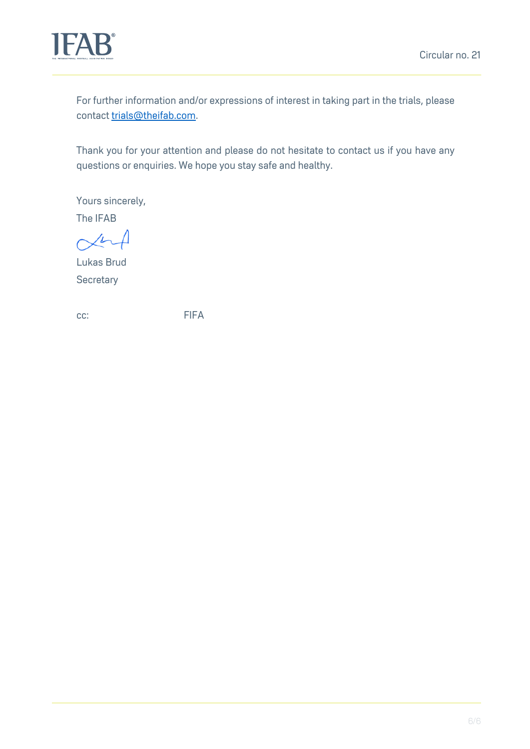For further information and/or expressions of interest in taking part in the trials, please contact trials@theifab.com.

Thank you for your attention and please do not hesitate to contact us if you have any questions or enquiries. We hope you stay safe and healthy.

Yours sincerely,
The IFAB

Lukas Brud
Secretary

cc: FIFA